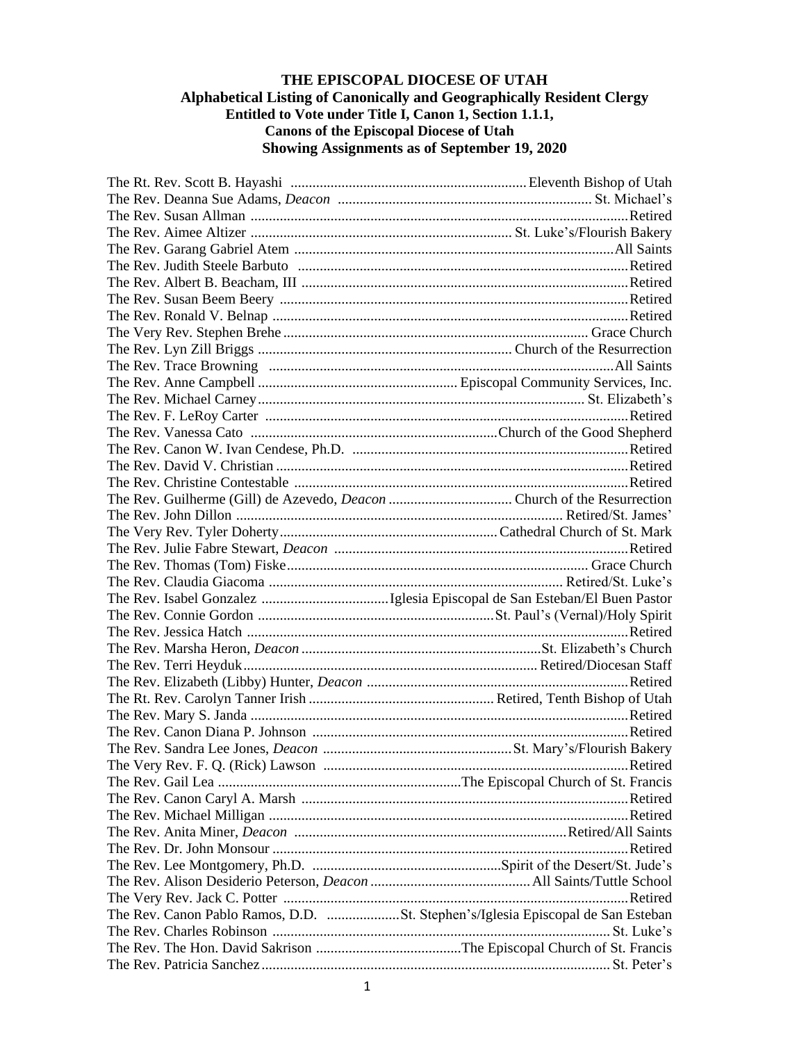**THE EPISCOPAL DIOCESE OF UTAH**
**Alphabetical Listing of Canonically and Geographically Resident Clergy**
**Entitled to Vote under Title I, Canon 1, Section 1.1.1,**
**Canons of the Episcopal Diocese of Utah**
**Showing Assignments as of September 19, 2020**

The Rt. Rev. Scott B. Hayashi ........ Eleventh Bishop of Utah
The Rev. Deanna Sue Adams, *Deacon* ........ St. Michael's
The Rev. Susan Allman ........ Retired
The Rev. Aimee Altizer ........ St. Luke's/Flourish Bakery
The Rev. Garang Gabriel Atem ........ All Saints
The Rev. Judith Steele Barbuto ........ Retired
The Rev. Albert B. Beacham, III ........ Retired
The Rev. Susan Beem Beery ........ Retired
The Rev. Ronald V. Belnap ........ Retired
The Very Rev. Stephen Brehe ........ Grace Church
The Rev. Lyn Zill Briggs ........ Church of the Resurrection
The Rev. Trace Browning ........ All Saints
The Rev. Anne Campbell ........ Episcopal Community Services, Inc.
The Rev. Michael Carney ........ St. Elizabeth's
The Rev. F. LeRoy Carter ........ Retired
The Rev. Vanessa Cato ........ Church of the Good Shepherd
The Rev. Canon W. Ivan Cendese, Ph.D. ........ Retired
The Rev. David V. Christian ........ Retired
The Rev. Christine Contestable ........ Retired
The Rev. Guilherme (Gill) de Azevedo, *Deacon* ........ Church of the Resurrection
The Rev. John Dillon ........ Retired/St. James'
The Very Rev. Tyler Doherty ........ Cathedral Church of St. Mark
The Rev. Julie Fabre Stewart, *Deacon* ........ Retired
The Rev. Thomas (Tom) Fiske ........ Grace Church
The Rev. Claudia Giacoma ........ Retired/St. Luke's
The Rev. Isabel Gonzalez ........ Iglesia Episcopal de San Esteban/El Buen Pastor
The Rev. Connie Gordon ........ St. Paul's (Vernal)/Holy Spirit
The Rev. Jessica Hatch ........ Retired
The Rev. Marsha Heron, *Deacon* ........ St. Elizabeth's Church
The Rev. Terri Heyduk ........ Retired/Diocesan Staff
The Rev. Elizabeth (Libby) Hunter, *Deacon* ........ Retired
The Rt. Rev. Carolyn Tanner Irish ........ Retired, Tenth Bishop of Utah
The Rev. Mary S. Janda ........ Retired
The Rev. Canon Diana P. Johnson ........ Retired
The Rev. Sandra Lee Jones, *Deacon* ........ St. Mary's/Flourish Bakery
The Very Rev. F. Q. (Rick) Lawson ........ Retired
The Rev. Gail Lea ........ The Episcopal Church of St. Francis
The Rev. Canon Caryl A. Marsh ........ Retired
The Rev. Michael Milligan ........ Retired
The Rev. Anita Miner, *Deacon* ........ Retired/All Saints
The Rev. Dr. John Monsour ........ Retired
The Rev. Lee Montgomery, Ph.D. ........ Spirit of the Desert/St. Jude's
The Rev. Alison Desiderio Peterson, *Deacon* ........ All Saints/Tuttle School
The Very Rev. Jack C. Potter ........ Retired
The Rev. Canon Pablo Ramos, D.D. ........ St. Stephen's/Iglesia Episcopal de San Esteban
The Rev. Charles Robinson ........ St. Luke's
The Rev. The Hon. David Sakrison ........ The Episcopal Church of St. Francis
The Rev. Patricia Sanchez ........ St. Peter's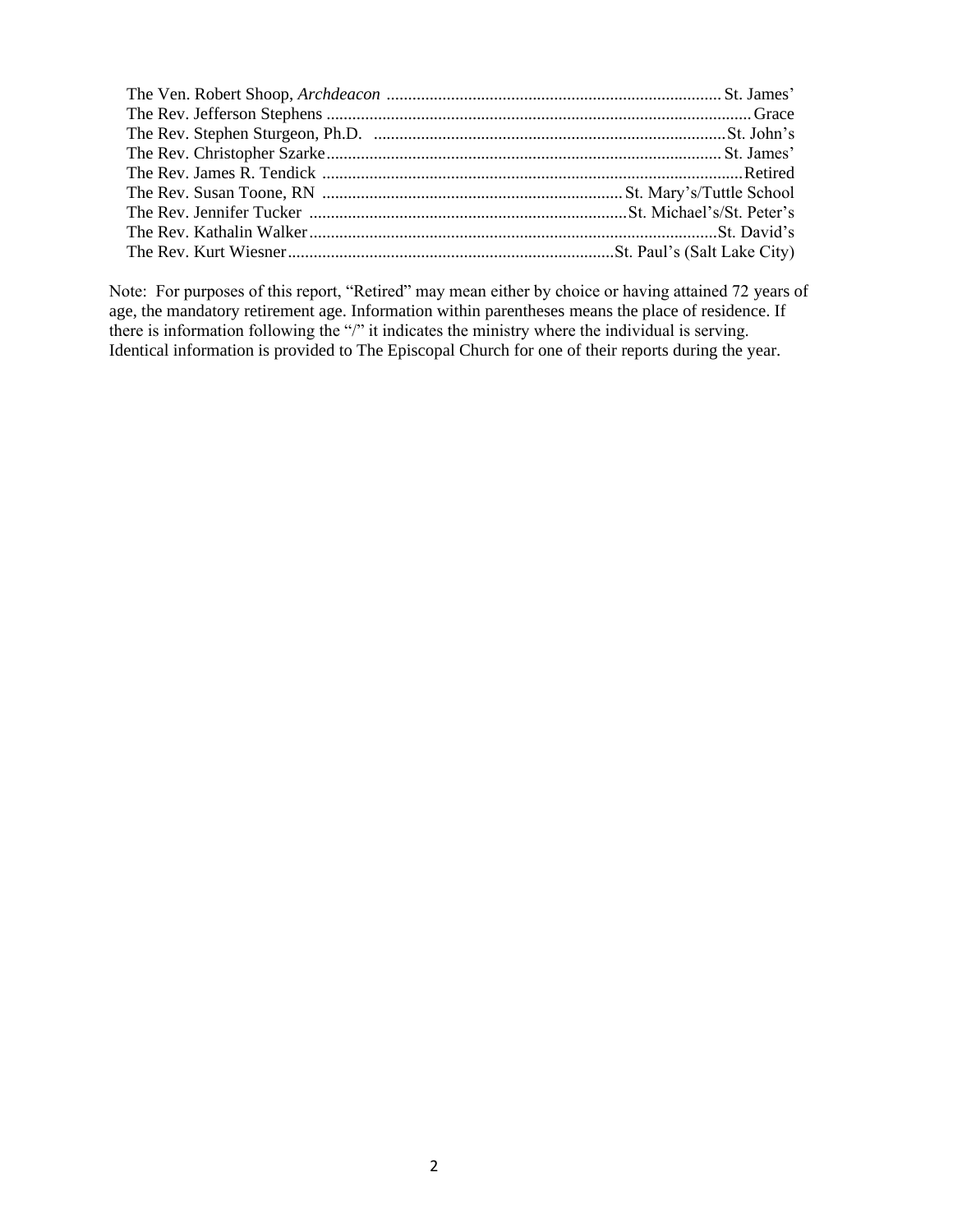The Ven. Robert Shoop, *Archdeacon* ............................................................................. St. James'
The Rev. Jefferson Stephens .................................................................................................. Grace
The Rev. Stephen Sturgeon, Ph.D. ..................................................................................St. John's
The Rev. Christopher Szarke........................................................................................... St. James'
The Rev. James R. Tendick ..................................................................................................Retired
The Rev. Susan Toone, RN ...................................................................... St. Mary's/Tuttle School
The Rev. Jennifer Tucker ..........................................................................St. Michael's/St. Peter's
The Rev. Kathalin Walker..............................................................................................St. David's
The Rev. Kurt Wiesner............................................................................St. Paul's (Salt Lake City)

Note: For purposes of this report, "Retired" may mean either by choice or having attained 72 years of age, the mandatory retirement age. Information within parentheses means the place of residence. If there is information following the "/" it indicates the ministry where the individual is serving. Identical information is provided to The Episcopal Church for one of their reports during the year.